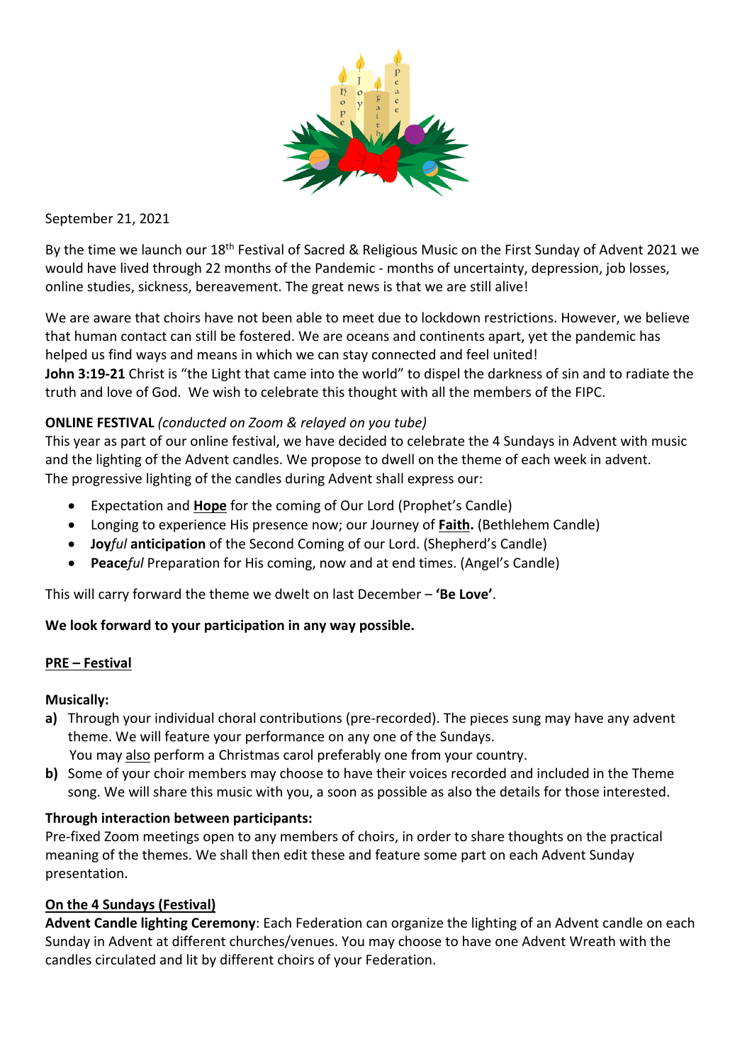September 21, 2021

By the time we launch our 18th Festival of Sacred & Religious Music on the First Sunday of Advent 2021 we would have lived through 22 months of the Pandemic - months of uncertainty, depression, job losses, online studies, sickness, bereavement. The great news is that we are still alive!

We are aware that choirs have not been able to meet due to lockdown restrictions. However, we believe that human contact can still be fostered. We are oceans and continents apart, yet the pandemic has helped us find ways and means in which we can stay connected and feel united!
**John 3:19-21** Christ is "the Light that came into the world" to dispel the darkness of sin and to radiate the truth and love of God. We wish to celebrate this thought with all the members of the FIPC.

**ONLINE FESTIVAL** *(conducted on Zoom & relayed on you tube)*
This year as part of our online festival, we have decided to celebrate the 4 Sundays in Advent with music and the lighting of the Advent candles. We propose to dwell on the theme of each week in advent. The progressive lighting of the candles during Advent shall express our:

- Expectation and **Hope** for the coming of Our Lord (Prophet's Candle)
- Longing to experience His presence now; our Journey of **Faith.** (Bethlehem Candle)
- **Joy***ful* **anticipation** of the Second Coming of our Lord. (Shepherd's Candle)
- **Peace***ful* Preparation for His coming, now and at end times. (Angel's Candle)

This will carry forward the theme we dwelt on last December – **'Be Love'**.

**We look forward to your participation in any way possible.**

**PRE – Festival**

**Musically:**

**a)** Through your individual choral contributions (pre-recorded). The pieces sung may have any advent theme. We will feature your performance on any one of the Sundays.
You may also perform a Christmas carol preferably one from your country.

**b)** Some of your choir members may choose to have their voices recorded and included in the Theme song. We will share this music with you, a soon as possible as also the details for those interested.

**Through interaction between participants:**
Pre-fixed Zoom meetings open to any members of choirs, in order to share thoughts on the practical meaning of the themes. We shall then edit these and feature some part on each Advent Sunday presentation.

**On the 4 Sundays (Festival)**
**Advent Candle lighting Ceremony**: Each Federation can organize the lighting of an Advent candle on each Sunday in Advent at different churches/venues. You may choose to have one Advent Wreath with the candles circulated and lit by different choirs of your Federation.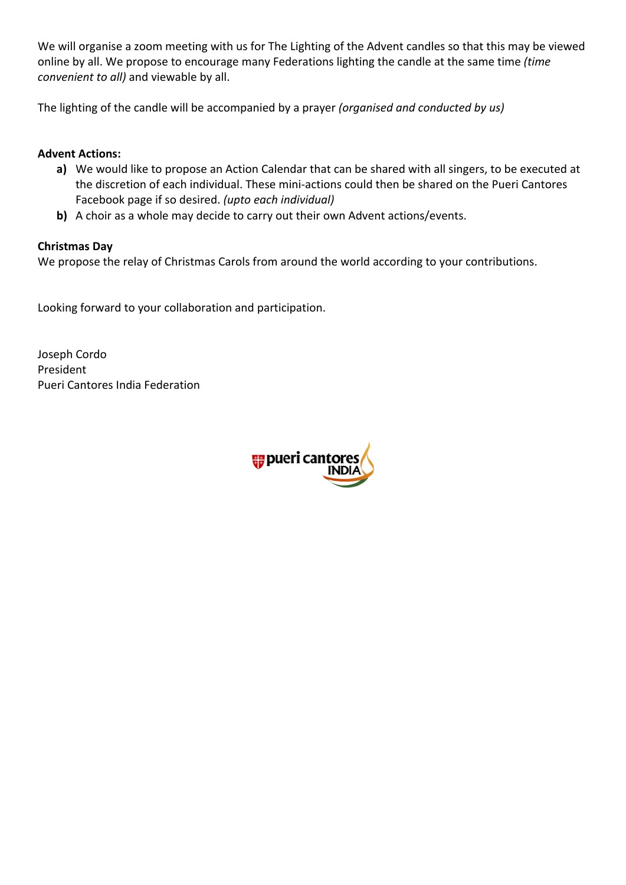We will organise a zoom meeting with us for The Lighting of the Advent candles so that this may be viewed online by all. We propose to encourage many Federations lighting the candle at the same time *(time convenient to all)* and viewable by all.

The lighting of the candle will be accompanied by a prayer *(organised and conducted by us)*

**Advent Actions:**

**a)** We would like to propose an Action Calendar that can be shared with all singers, to be executed at the discretion of each individual. These mini-actions could then be shared on the Pueri Cantores Facebook page if so desired. *(upto each individual)*

**b)** A choir as a whole may decide to carry out their own Advent actions/events.

**Christmas Day**

We propose the relay of Christmas Carols from around the world according to your contributions.

Looking forward to your collaboration and participation.

Joseph Cordo
President
Pueri Cantores India Federation

pueri cantores INDIA